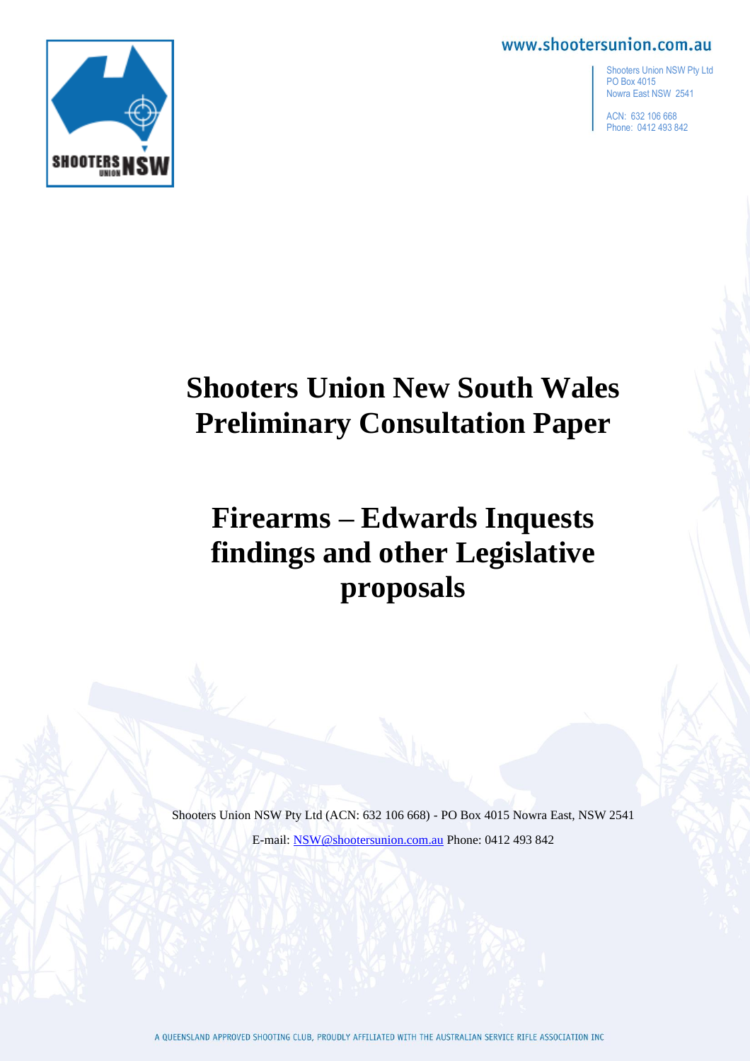www.shootersunion.com.au

Shooters Union NSW Pty Ltd
PO Box 4015
Nowra East NSW 2541

ACN: 632 106 668
Phone: 0412 493 842

# Shooters Union New South Wales Preliminary Consultation Paper

# Firearms – Edwards Inquests findings and other Legislative proposals

Shooters Union NSW Pty Ltd (ACN: 632 106 668) - PO Box 4015 Nowra East, NSW 2541

E-mail: NSW@shootersunion.com.au Phone: 0412 493 842

A QUEENSLAND APPROVED SHOOTING CLUB, PROUDLY AFFILIATED WITH THE AUSTRALIAN SERVICE RIFLE ASSOCIATION INC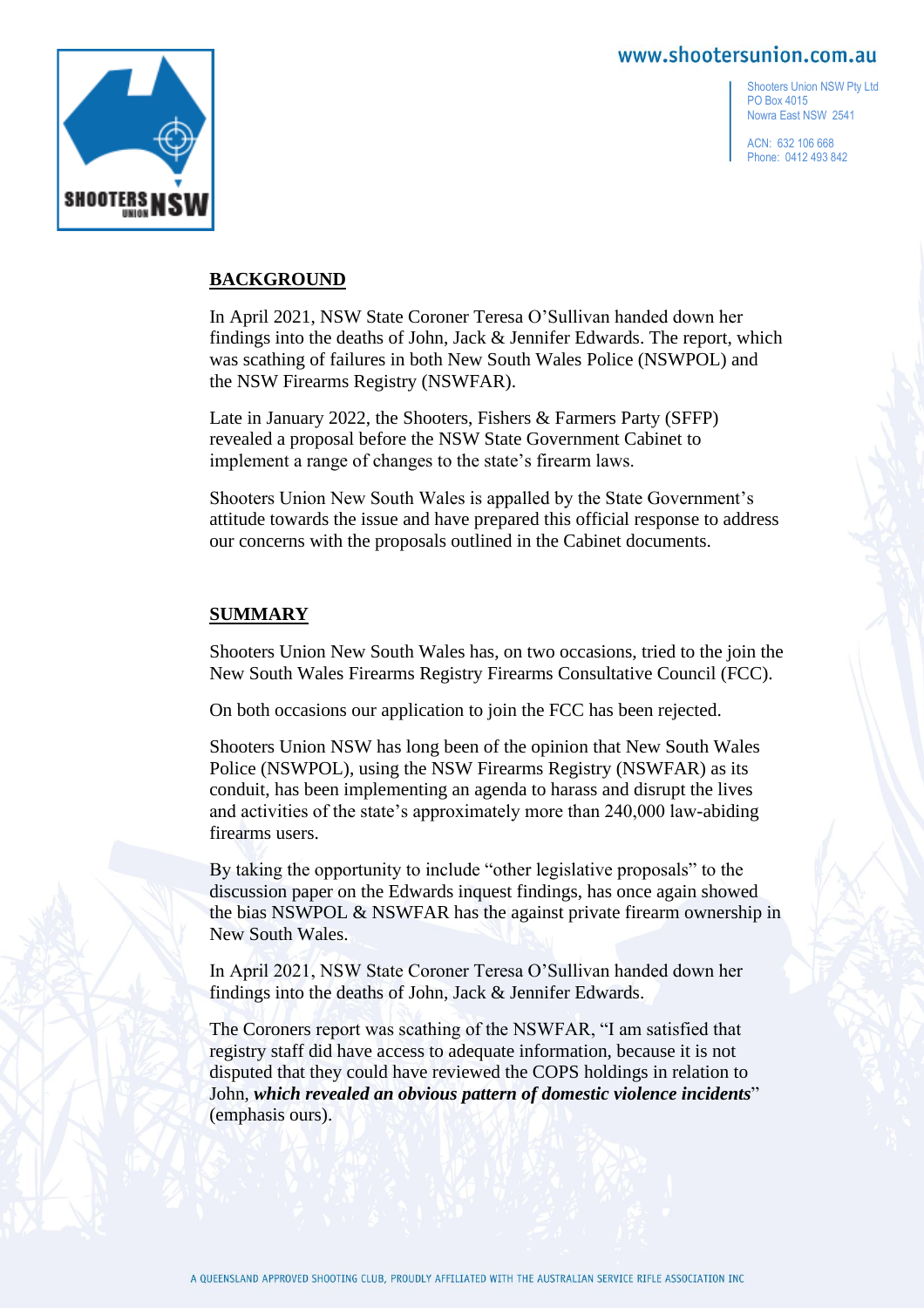## BACKGROUND

In April 2021, NSW State Coroner Teresa O'Sullivan handed down her findings into the deaths of John, Jack & Jennifer Edwards. The report, which was scathing of failures in both New South Wales Police (NSWPOL) and the NSW Firearms Registry (NSWFAR).

Late in January 2022, the Shooters, Fishers & Farmers Party (SFFP) revealed a proposal before the NSW State Government Cabinet to implement a range of changes to the state's firearm laws.

Shooters Union New South Wales is appalled by the State Government's attitude towards the issue and have prepared this official response to address our concerns with the proposals outlined in the Cabinet documents.

## SUMMARY

Shooters Union New South Wales has, on two occasions, tried to the join the New South Wales Firearms Registry Firearms Consultative Council (FCC).

On both occasions our application to join the FCC has been rejected.

Shooters Union NSW has long been of the opinion that New South Wales Police (NSWPOL), using the NSW Firearms Registry (NSWFAR) as its conduit, has been implementing an agenda to harass and disrupt the lives and activities of the state's approximately more than 240,000 law-abiding firearms users.

By taking the opportunity to include "other legislative proposals" to the discussion paper on the Edwards inquest findings, has once again showed the bias NSWPOL & NSWFAR has the against private firearm ownership in New South Wales.

In April 2021, NSW State Coroner Teresa O'Sullivan handed down her findings into the deaths of John, Jack & Jennifer Edwards.

The Coroners report was scathing of the NSWFAR, "I am satisfied that registry staff did have access to adequate information, because it is not disputed that they could have reviewed the COPS holdings in relation to John, ***which revealed an obvious pattern of domestic violence incidents***" (emphasis ours).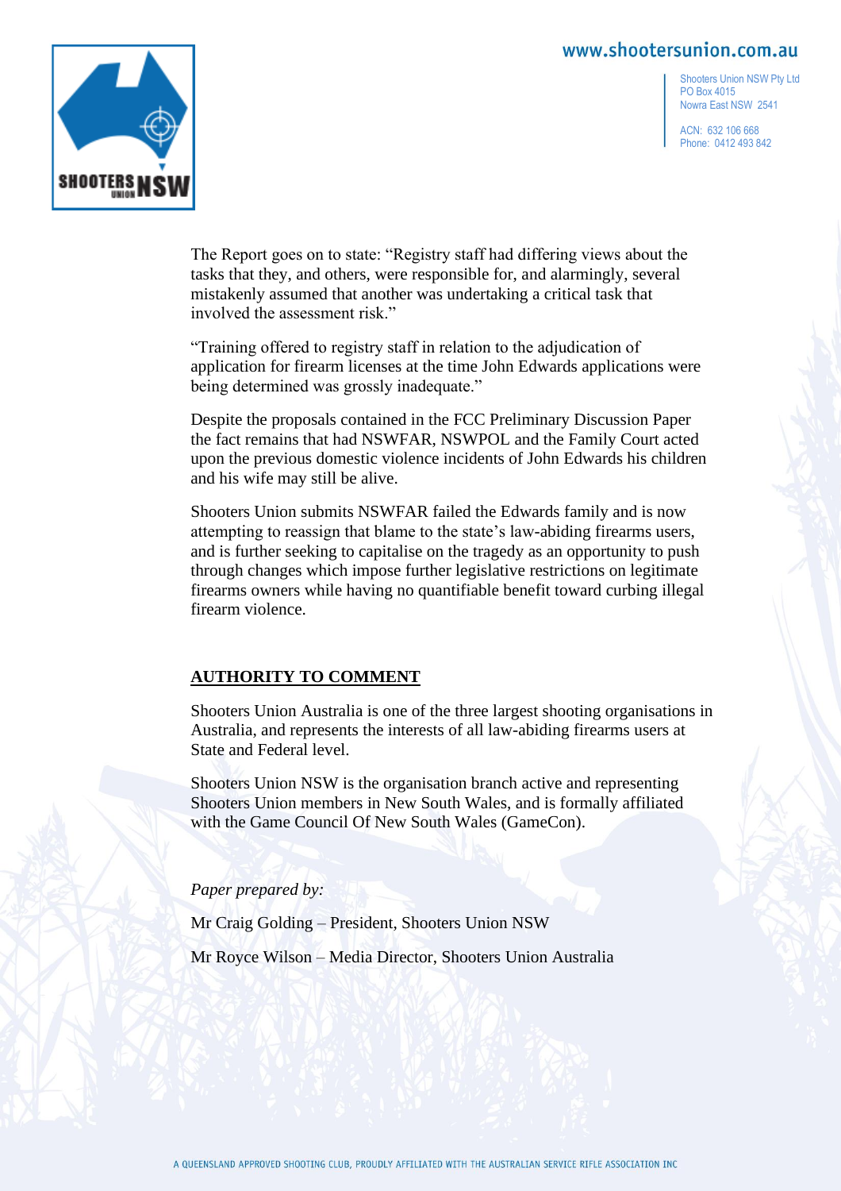The Report goes on to state: "Registry staff had differing views about the tasks that they, and others, were responsible for, and alarmingly, several mistakenly assumed that another was undertaking a critical task that involved the assessment risk."

"Training offered to registry staff in relation to the adjudication of application for firearm licenses at the time John Edwards applications were being determined was grossly inadequate."

Despite the proposals contained in the FCC Preliminary Discussion Paper the fact remains that had NSWFAR, NSWPOL and the Family Court acted upon the previous domestic violence incidents of John Edwards his children and his wife may still be alive.

Shooters Union submits NSWFAR failed the Edwards family and is now attempting to reassign that blame to the state's law-abiding firearms users, and is further seeking to capitalise on the tragedy as an opportunity to push through changes which impose further legislative restrictions on legitimate firearms owners while having no quantifiable benefit toward curbing illegal firearm violence.

## AUTHORITY TO COMMENT

Shooters Union Australia is one of the three largest shooting organisations in Australia, and represents the interests of all law-abiding firearms users at State and Federal level.

Shooters Union NSW is the organisation branch active and representing Shooters Union members in New South Wales, and is formally affiliated with the Game Council Of New South Wales (GameCon).

*Paper prepared by:*

Mr Craig Golding – President, Shooters Union NSW

Mr Royce Wilson – Media Director, Shooters Union Australia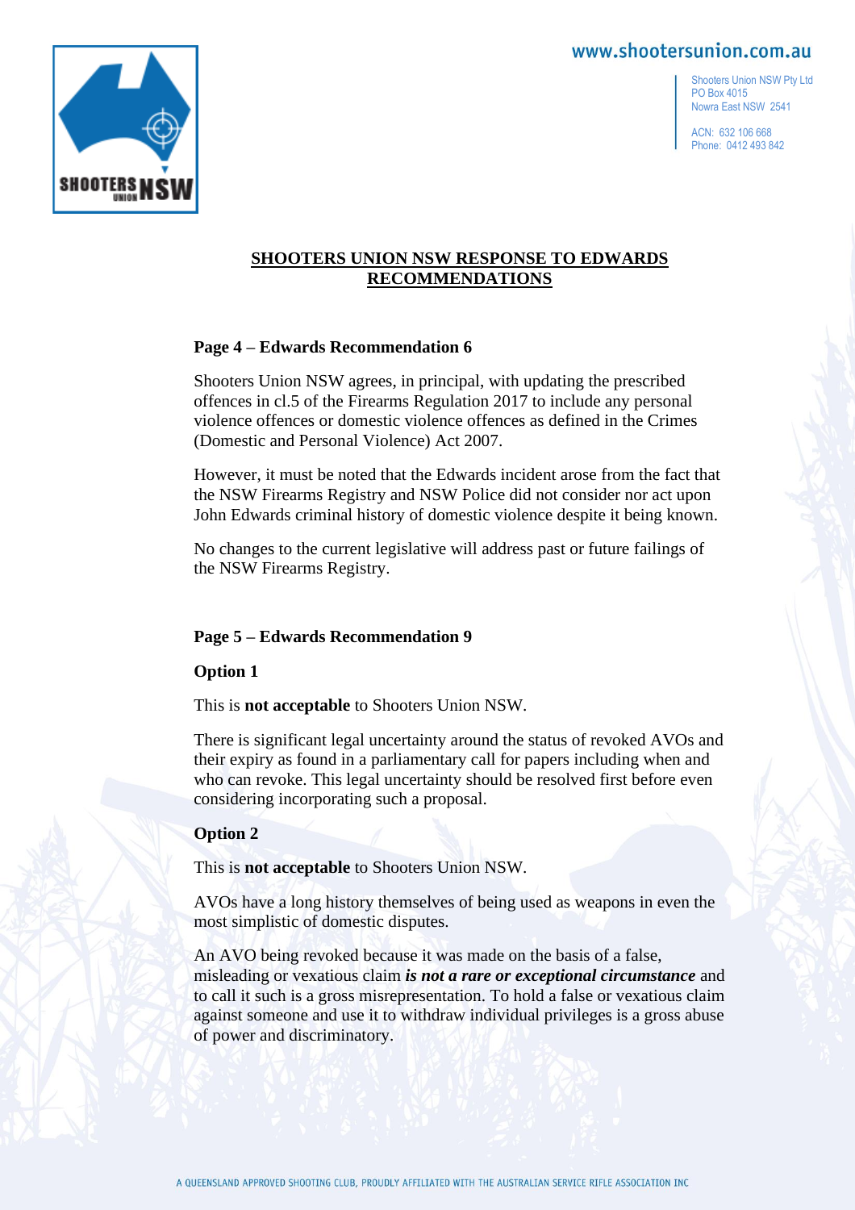## SHOOTERS UNION NSW RESPONSE TO EDWARDS RECOMMENDATIONS

### Page 4 – Edwards Recommendation 6

Shooters Union NSW agrees, in principal, with updating the prescribed offences in cl.5 of the Firearms Regulation 2017 to include any personal violence offences or domestic violence offences as defined in the Crimes (Domestic and Personal Violence) Act 2007.

However, it must be noted that the Edwards incident arose from the fact that the NSW Firearms Registry and NSW Police did not consider nor act upon John Edwards criminal history of domestic violence despite it being known.

No changes to the current legislative will address past or future failings of the NSW Firearms Registry.

### Page 5 – Edwards Recommendation 9

**Option 1**

This is **not acceptable** to Shooters Union NSW.

There is significant legal uncertainty around the status of revoked AVOs and their expiry as found in a parliamentary call for papers including when and who can revoke. This legal uncertainty should be resolved first before even considering incorporating such a proposal.

**Option 2**

This is **not acceptable** to Shooters Union NSW.

AVOs have a long history themselves of being used as weapons in even the most simplistic of domestic disputes.

An AVO being revoked because it was made on the basis of a false, misleading or vexatious claim ***is not a rare or exceptional circumstance*** and to call it such is a gross misrepresentation. To hold a false or vexatious claim against someone and use it to withdraw individual privileges is a gross abuse of power and discriminatory.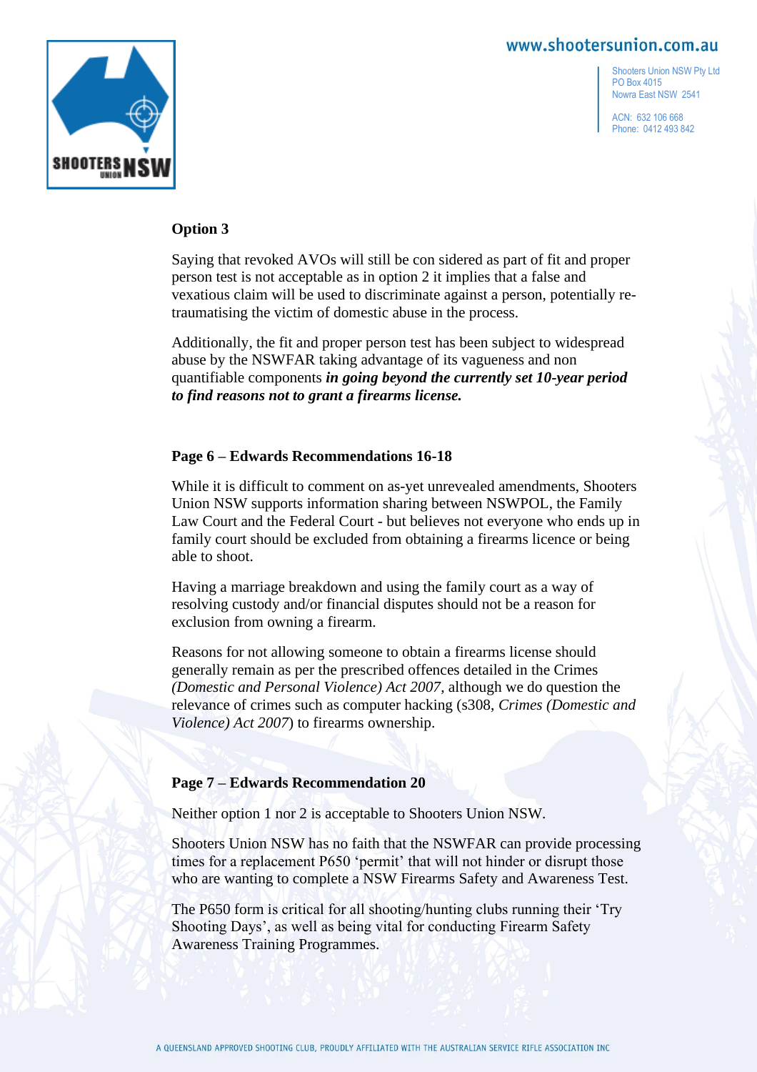**Option 3**

Saying that revoked AVOs will still be con sidered as part of fit and proper person test is not acceptable as in option 2 it implies that a false and vexatious claim will be used to discriminate against a person, potentially re-traumatising the victim of domestic abuse in the process.

Additionally, the fit and proper person test has been subject to widespread abuse by the NSWFAR taking advantage of its vagueness and non quantifiable components ***in going beyond the currently set 10-year period to find reasons not to grant a firearms license.***

**Page 6 – Edwards Recommendations 16-18**

While it is difficult to comment on as-yet unrevealed amendments, Shooters Union NSW supports information sharing between NSWPOL, the Family Law Court and the Federal Court - but believes not everyone who ends up in family court should be excluded from obtaining a firearms licence or being able to shoot.

Having a marriage breakdown and using the family court as a way of resolving custody and/or financial disputes should not be a reason for exclusion from owning a firearm.

Reasons for not allowing someone to obtain a firearms license should generally remain as per the prescribed offences detailed in the Crimes *(Domestic and Personal Violence) Act 2007*, although we do question the relevance of crimes such as computer hacking (s308, *Crimes (Domestic and Violence) Act 2007*) to firearms ownership.

**Page 7 – Edwards Recommendation 20**

Neither option 1 nor 2 is acceptable to Shooters Union NSW.

Shooters Union NSW has no faith that the NSWFAR can provide processing times for a replacement P650 'permit' that will not hinder or disrupt those who are wanting to complete a NSW Firearms Safety and Awareness Test.

The P650 form is critical for all shooting/hunting clubs running their 'Try Shooting Days', as well as being vital for conducting Firearm Safety Awareness Training Programmes.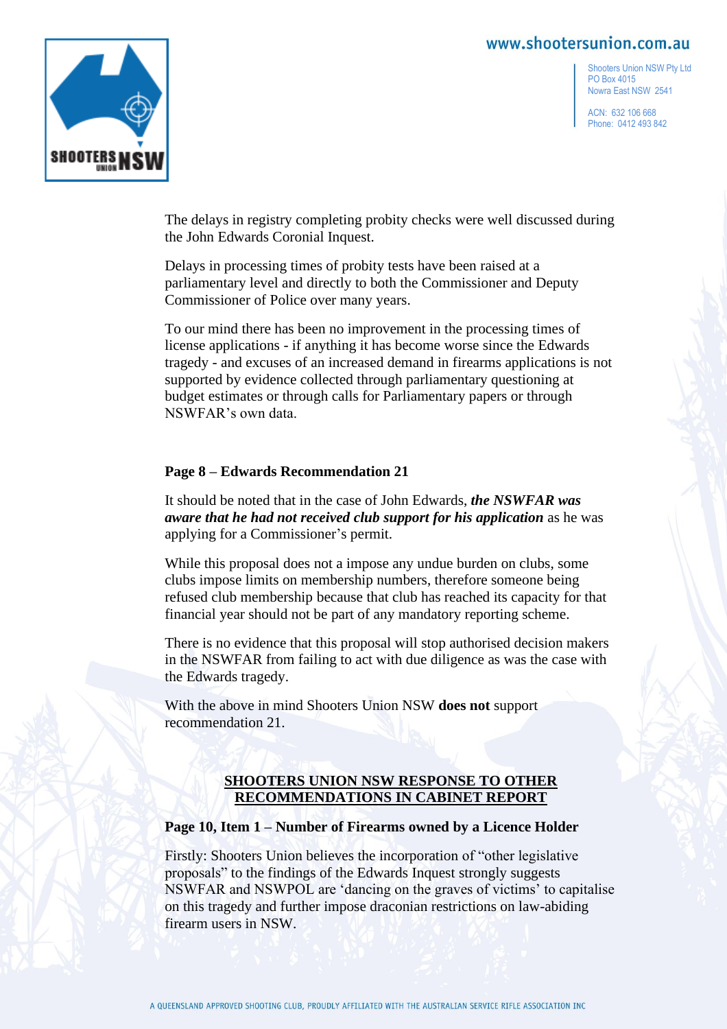The delays in registry completing probity checks were well discussed during the John Edwards Coronial Inquest.

Delays in processing times of probity tests have been raised at a parliamentary level and directly to both the Commissioner and Deputy Commissioner of Police over many years.

To our mind there has been no improvement in the processing times of license applications - if anything it has become worse since the Edwards tragedy - and excuses of an increased demand in firearms applications is not supported by evidence collected through parliamentary questioning at budget estimates or through calls for Parliamentary papers or through NSWFAR's own data.

### Page 8 – Edwards Recommendation 21

It should be noted that in the case of John Edwards, ***the NSWFAR was aware that he had not received club support for his application*** as he was applying for a Commissioner's permit.

While this proposal does not a impose any undue burden on clubs, some clubs impose limits on membership numbers, therefore someone being refused club membership because that club has reached its capacity for that financial year should not be part of any mandatory reporting scheme.

There is no evidence that this proposal will stop authorised decision makers in the NSWFAR from failing to act with due diligence as was the case with the Edwards tragedy.

With the above in mind Shooters Union NSW **does not** support recommendation 21.

## SHOOTERS UNION NSW RESPONSE TO OTHER RECOMMENDATIONS IN CABINET REPORT

### Page 10, Item 1 – Number of Firearms owned by a Licence Holder

Firstly: Shooters Union believes the incorporation of "other legislative proposals" to the findings of the Edwards Inquest strongly suggests NSWFAR and NSWPOL are 'dancing on the graves of victims' to capitalise on this tragedy and further impose draconian restrictions on law-abiding firearm users in NSW.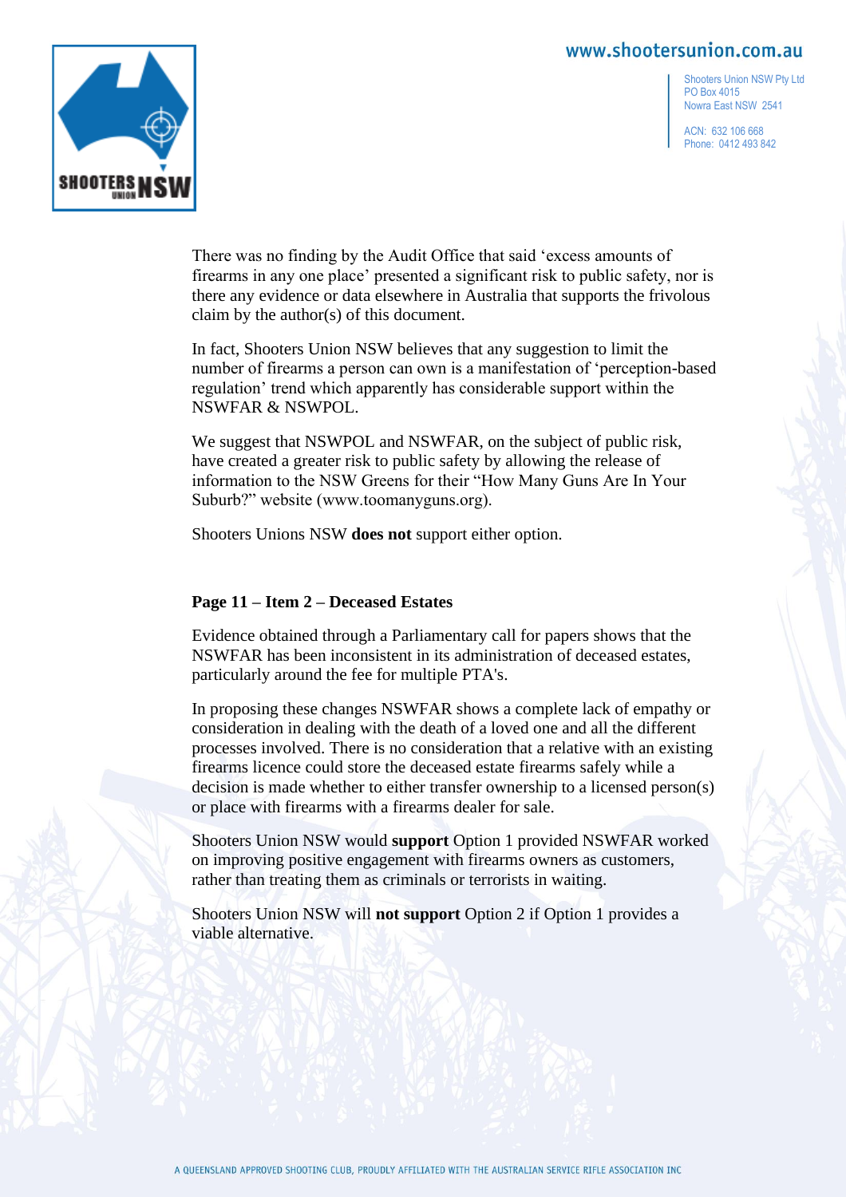There was no finding by the Audit Office that said ‘excess amounts of firearms in any one place’ presented a significant risk to public safety, nor is there any evidence or data elsewhere in Australia that supports the frivolous claim by the author(s) of this document.

In fact, Shooters Union NSW believes that any suggestion to limit the number of firearms a person can own is a manifestation of ‘perception-based regulation’ trend which apparently has considerable support within the NSWFAR & NSWPOL.

We suggest that NSWPOL and NSWFAR, on the subject of public risk, have created a greater risk to public safety by allowing the release of information to the NSW Greens for their “How Many Guns Are In Your Suburb?” website (www.toomanyguns.org).

Shooters Unions NSW **does not** support either option.

**Page 11 – Item 2 – Deceased Estates**

Evidence obtained through a Parliamentary call for papers shows that the NSWFAR has been inconsistent in its administration of deceased estates, particularly around the fee for multiple PTA's.

In proposing these changes NSWFAR shows a complete lack of empathy or consideration in dealing with the death of a loved one and all the different processes involved. There is no consideration that a relative with an existing firearms licence could store the deceased estate firearms safely while a decision is made whether to either transfer ownership to a licensed person(s) or place with firearms with a firearms dealer for sale.

Shooters Union NSW would **support** Option 1 provided NSWFAR worked on improving positive engagement with firearms owners as customers, rather than treating them as criminals or terrorists in waiting.

Shooters Union NSW will **not support** Option 2 if Option 1 provides a viable alternative.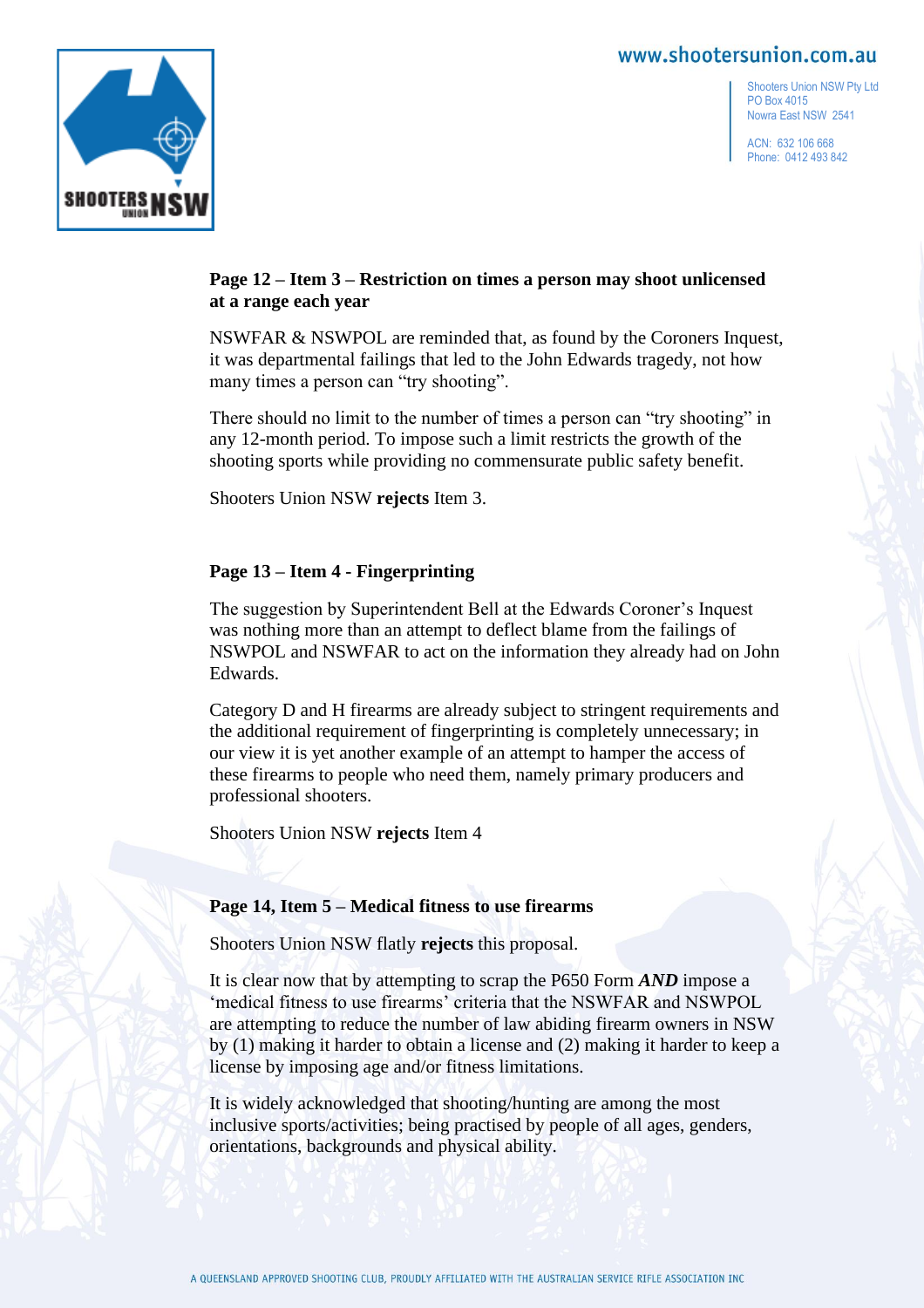**Page 12 – Item 3 – Restriction on times a person may shoot unlicensed at a range each year**

NSWFAR & NSWPOL are reminded that, as found by the Coroners Inquest, it was departmental failings that led to the John Edwards tragedy, not how many times a person can "try shooting".

There should no limit to the number of times a person can "try shooting" in any 12-month period. To impose such a limit restricts the growth of the shooting sports while providing no commensurate public safety benefit.

Shooters Union NSW **rejects** Item 3.

**Page 13 – Item 4 - Fingerprinting**

The suggestion by Superintendent Bell at the Edwards Coroner's Inquest was nothing more than an attempt to deflect blame from the failings of NSWPOL and NSWFAR to act on the information they already had on John Edwards.

Category D and H firearms are already subject to stringent requirements and the additional requirement of fingerprinting is completely unnecessary; in our view it is yet another example of an attempt to hamper the access of these firearms to people who need them, namely primary producers and professional shooters.

Shooters Union NSW **rejects** Item 4

**Page 14, Item 5 – Medical fitness to use firearms**

Shooters Union NSW flatly **rejects** this proposal.

It is clear now that by attempting to scrap the P650 Form ***AND*** impose a 'medical fitness to use firearms' criteria that the NSWFAR and NSWPOL are attempting to reduce the number of law abiding firearm owners in NSW by (1) making it harder to obtain a license and (2) making it harder to keep a license by imposing age and/or fitness limitations.

It is widely acknowledged that shooting/hunting are among the most inclusive sports/activities; being practised by people of all ages, genders, orientations, backgrounds and physical ability.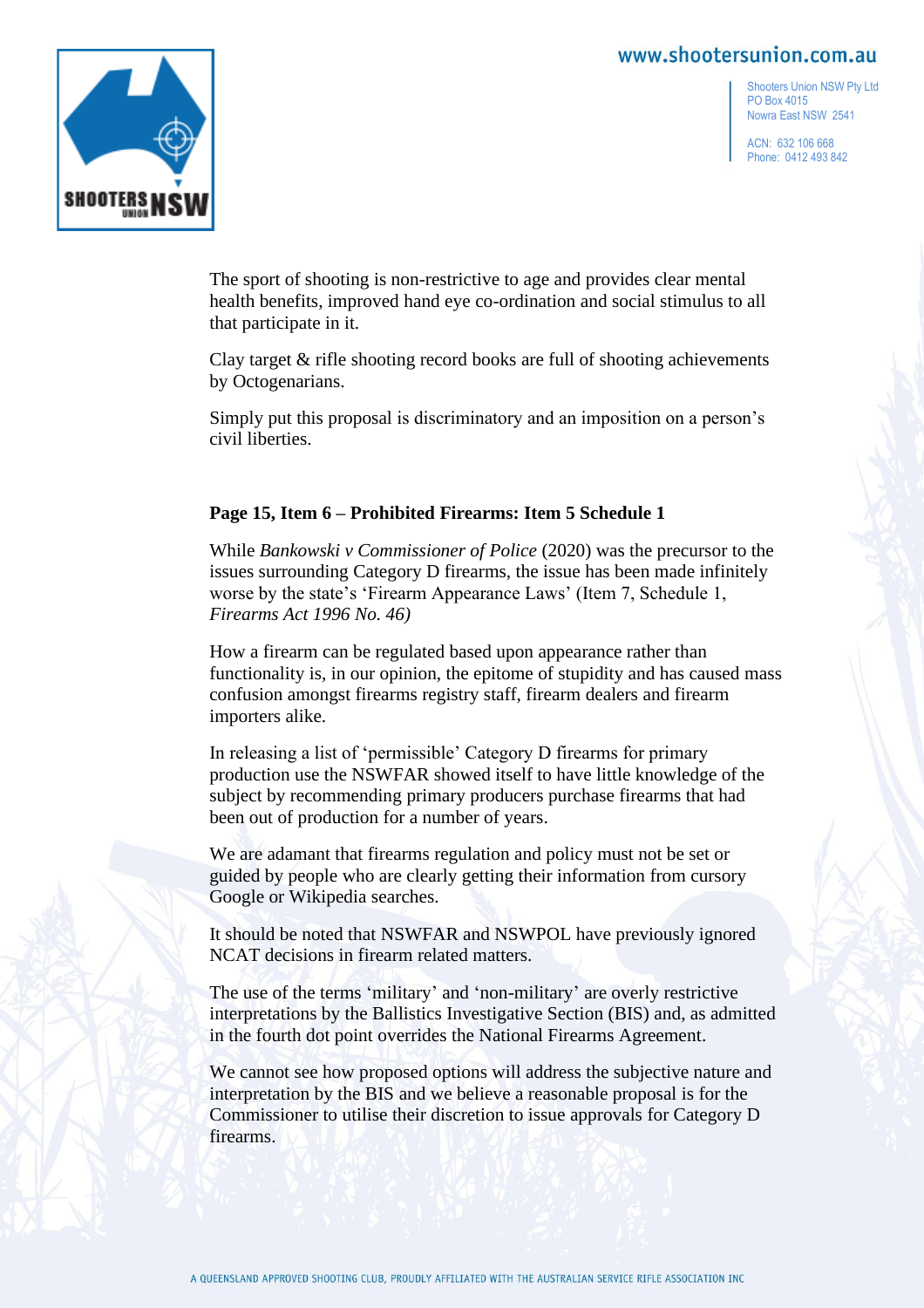The sport of shooting is non-restrictive to age and provides clear mental health benefits, improved hand eye co-ordination and social stimulus to all that participate in it.

Clay target & rifle shooting record books are full of shooting achievements by Octogenarians.

Simply put this proposal is discriminatory and an imposition on a person's civil liberties.

**Page 15, Item 6 – Prohibited Firearms: Item 5 Schedule 1**

While *Bankowski v Commissioner of Police* (2020) was the precursor to the issues surrounding Category D firearms, the issue has been made infinitely worse by the state's 'Firearm Appearance Laws' (Item 7, Schedule 1, *Firearms Act 1996 No. 46)*

How a firearm can be regulated based upon appearance rather than functionality is, in our opinion, the epitome of stupidity and has caused mass confusion amongst firearms registry staff, firearm dealers and firearm importers alike.

In releasing a list of 'permissible' Category D firearms for primary production use the NSWFAR showed itself to have little knowledge of the subject by recommending primary producers purchase firearms that had been out of production for a number of years.

We are adamant that firearms regulation and policy must not be set or guided by people who are clearly getting their information from cursory Google or Wikipedia searches.

It should be noted that NSWFAR and NSWPOL have previously ignored NCAT decisions in firearm related matters.

The use of the terms 'military' and 'non-military' are overly restrictive interpretations by the Ballistics Investigative Section (BIS) and, as admitted in the fourth dot point overrides the National Firearms Agreement.

We cannot see how proposed options will address the subjective nature and interpretation by the BIS and we believe a reasonable proposal is for the Commissioner to utilise their discretion to issue approvals for Category D firearms.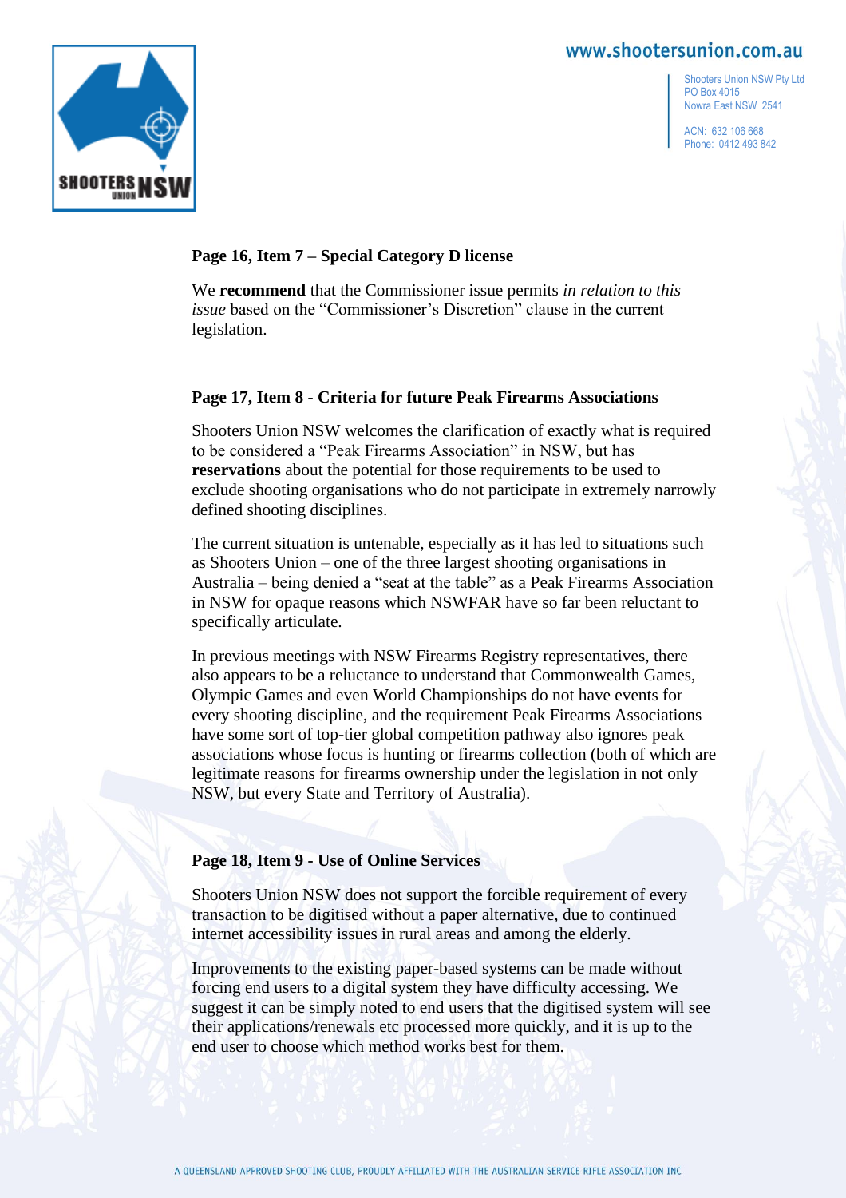### Page 16, Item 7 – Special Category D license

We **recommend** that the Commissioner issue permits *in relation to this issue* based on the "Commissioner's Discretion" clause in the current legislation.

### Page 17, Item 8 - Criteria for future Peak Firearms Associations

Shooters Union NSW welcomes the clarification of exactly what is required to be considered a "Peak Firearms Association" in NSW, but has **reservations** about the potential for those requirements to be used to exclude shooting organisations who do not participate in extremely narrowly defined shooting disciplines.

The current situation is untenable, especially as it has led to situations such as Shooters Union – one of the three largest shooting organisations in Australia – being denied a "seat at the table" as a Peak Firearms Association in NSW for opaque reasons which NSWFAR have so far been reluctant to specifically articulate.

In previous meetings with NSW Firearms Registry representatives, there also appears to be a reluctance to understand that Commonwealth Games, Olympic Games and even World Championships do not have events for every shooting discipline, and the requirement Peak Firearms Associations have some sort of top-tier global competition pathway also ignores peak associations whose focus is hunting or firearms collection (both of which are legitimate reasons for firearms ownership under the legislation in not only NSW, but every State and Territory of Australia).

### Page 18, Item 9 - Use of Online Services

Shooters Union NSW does not support the forcible requirement of every transaction to be digitised without a paper alternative, due to continued internet accessibility issues in rural areas and among the elderly.

Improvements to the existing paper-based systems can be made without forcing end users to a digital system they have difficulty accessing. We suggest it can be simply noted to end users that the digitised system will see their applications/renewals etc processed more quickly, and it is up to the end user to choose which method works best for them.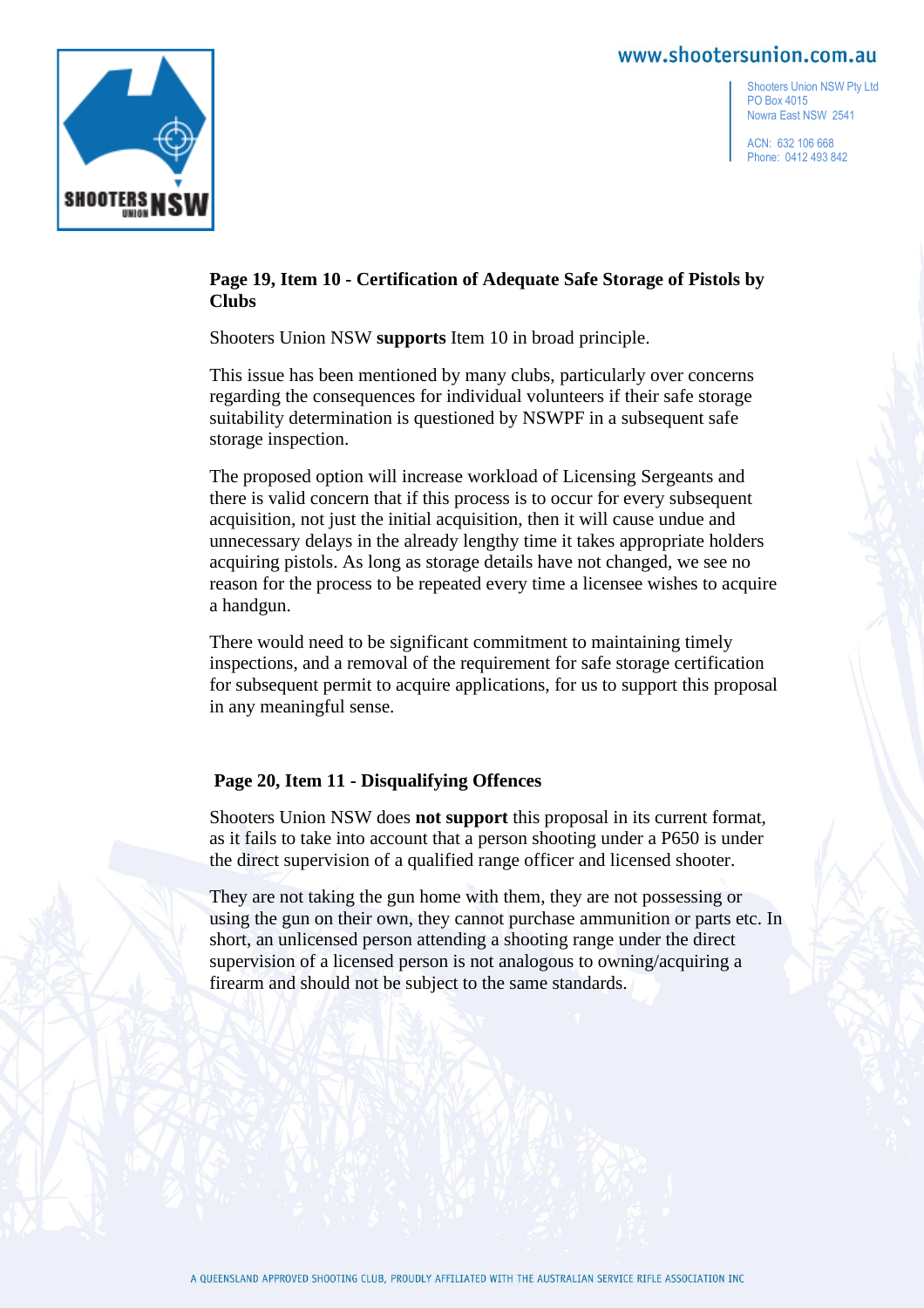**Page 19, Item 10 - Certification of Adequate Safe Storage of Pistols by Clubs**

Shooters Union NSW **supports** Item 10 in broad principle.

This issue has been mentioned by many clubs, particularly over concerns regarding the consequences for individual volunteers if their safe storage suitability determination is questioned by NSWPF in a subsequent safe storage inspection.

The proposed option will increase workload of Licensing Sergeants and there is valid concern that if this process is to occur for every subsequent acquisition, not just the initial acquisition, then it will cause undue and unnecessary delays in the already lengthy time it takes appropriate holders acquiring pistols. As long as storage details have not changed, we see no reason for the process to be repeated every time a licensee wishes to acquire a handgun.

There would need to be significant commitment to maintaining timely inspections, and a removal of the requirement for safe storage certification for subsequent permit to acquire applications, for us to support this proposal in any meaningful sense.

**Page 20, Item 11 - Disqualifying Offences**

Shooters Union NSW does **not support** this proposal in its current format, as it fails to take into account that a person shooting under a P650 is under the direct supervision of a qualified range officer and licensed shooter.

They are not taking the gun home with them, they are not possessing or using the gun on their own, they cannot purchase ammunition or parts etc. In short, an unlicensed person attending a shooting range under the direct supervision of a licensed person is not analogous to owning/acquiring a firearm and should not be subject to the same standards.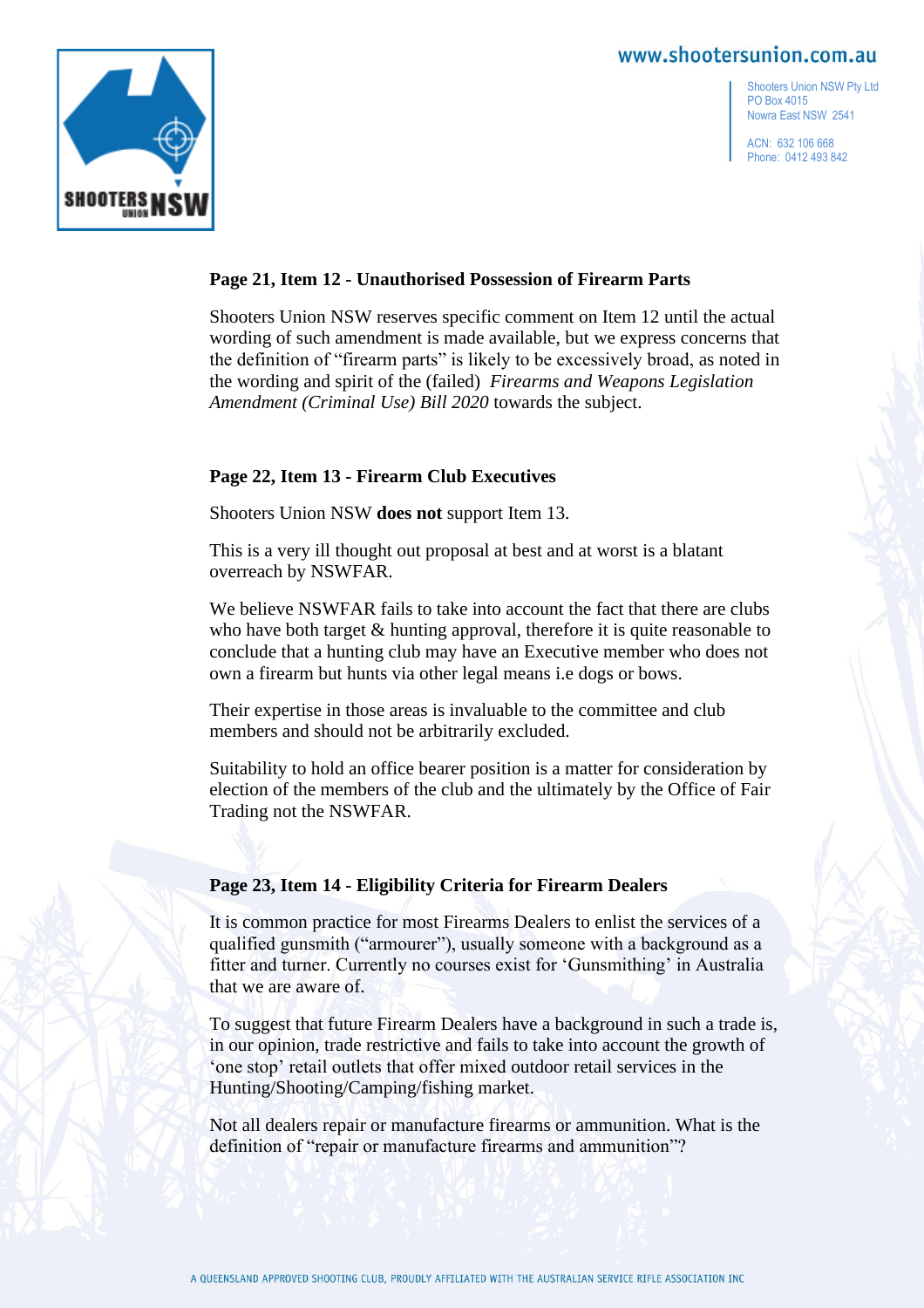### Page 21, Item 12 - Unauthorised Possession of Firearm Parts

Shooters Union NSW reserves specific comment on Item 12 until the actual wording of such amendment is made available, but we express concerns that the definition of "firearm parts" is likely to be excessively broad, as noted in the wording and spirit of the (failed) *Firearms and Weapons Legislation Amendment (Criminal Use) Bill 2020* towards the subject.

### Page 22, Item 13 - Firearm Club Executives

Shooters Union NSW **does not** support Item 13.

This is a very ill thought out proposal at best and at worst is a blatant overreach by NSWFAR.

We believe NSWFAR fails to take into account the fact that there are clubs who have both target & hunting approval, therefore it is quite reasonable to conclude that a hunting club may have an Executive member who does not own a firearm but hunts via other legal means i.e dogs or bows.

Their expertise in those areas is invaluable to the committee and club members and should not be arbitrarily excluded.

Suitability to hold an office bearer position is a matter for consideration by election of the members of the club and the ultimately by the Office of Fair Trading not the NSWFAR.

### Page 23, Item 14 - Eligibility Criteria for Firearm Dealers

It is common practice for most Firearms Dealers to enlist the services of a qualified gunsmith ("armourer"), usually someone with a background as a fitter and turner. Currently no courses exist for 'Gunsmithing' in Australia that we are aware of.

To suggest that future Firearm Dealers have a background in such a trade is, in our opinion, trade restrictive and fails to take into account the growth of 'one stop' retail outlets that offer mixed outdoor retail services in the Hunting/Shooting/Camping/fishing market.

Not all dealers repair or manufacture firearms or ammunition. What is the definition of "repair or manufacture firearms and ammunition"?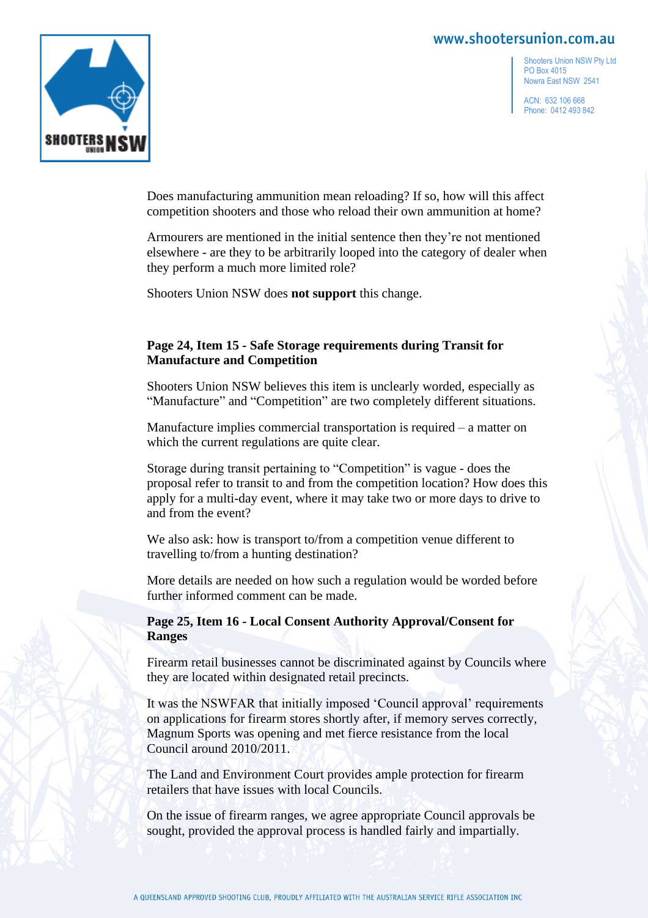Does manufacturing ammunition mean reloading? If so, how will this affect competition shooters and those who reload their own ammunition at home?

Armourers are mentioned in the initial sentence then they're not mentioned elsewhere - are they to be arbitrarily looped into the category of dealer when they perform a much more limited role?

Shooters Union NSW does **not support** this change.

**Page 24, Item 15 - Safe Storage requirements during Transit for Manufacture and Competition**

Shooters Union NSW believes this item is unclearly worded, especially as "Manufacture" and "Competition" are two completely different situations.

Manufacture implies commercial transportation is required – a matter on which the current regulations are quite clear.

Storage during transit pertaining to "Competition" is vague - does the proposal refer to transit to and from the competition location? How does this apply for a multi-day event, where it may take two or more days to drive to and from the event?

We also ask: how is transport to/from a competition venue different to travelling to/from a hunting destination?

More details are needed on how such a regulation would be worded before further informed comment can be made.

**Page 25, Item 16 - Local Consent Authority Approval/Consent for Ranges**

Firearm retail businesses cannot be discriminated against by Councils where they are located within designated retail precincts.

It was the NSWFAR that initially imposed 'Council approval' requirements on applications for firearm stores shortly after, if memory serves correctly, Magnum Sports was opening and met fierce resistance from the local Council around 2010/2011.

The Land and Environment Court provides ample protection for firearm retailers that have issues with local Councils.

On the issue of firearm ranges, we agree appropriate Council approvals be sought, provided the approval process is handled fairly and impartially.